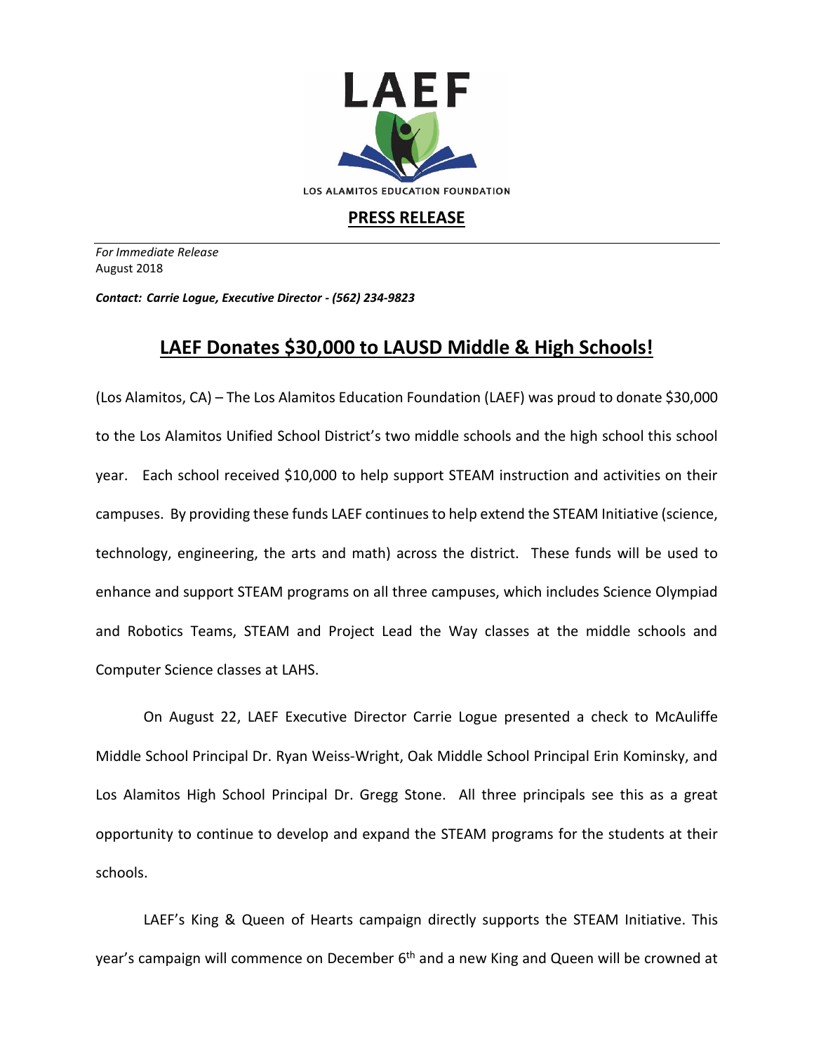LAEF

LOS ALAMITOS EDUCATION FOUNDATION

**PRESS RELEASE**

*For Immediate Release*
August 2018

***Contact: Carrie Logue, Executive Director - (562) 234-9823***

# LAEF Donates $30,000 to LAUSD Middle & High Schools!

(Los Alamitos, CA) – The Los Alamitos Education Foundation (LAEF) was proud to donate $30,000 to the Los Alamitos Unified School District's two middle schools and the high school this school year. Each school received $10,000 to help support STEAM instruction and activities on their campuses. By providing these funds LAEF continues to help extend the STEAM Initiative (science, technology, engineering, the arts and math) across the district. These funds will be used to enhance and support STEAM programs on all three campuses, which includes Science Olympiad and Robotics Teams, STEAM and Project Lead the Way classes at the middle schools and Computer Science classes at LAHS.

On August 22, LAEF Executive Director Carrie Logue presented a check to McAuliffe Middle School Principal Dr. Ryan Weiss-Wright, Oak Middle School Principal Erin Kominsky, and Los Alamitos High School Principal Dr. Gregg Stone. All three principals see this as a great opportunity to continue to develop and expand the STEAM programs for the students at their schools.

LAEF's King & Queen of Hearts campaign directly supports the STEAM Initiative. This year's campaign will commence on December 6th and a new King and Queen will be crowned at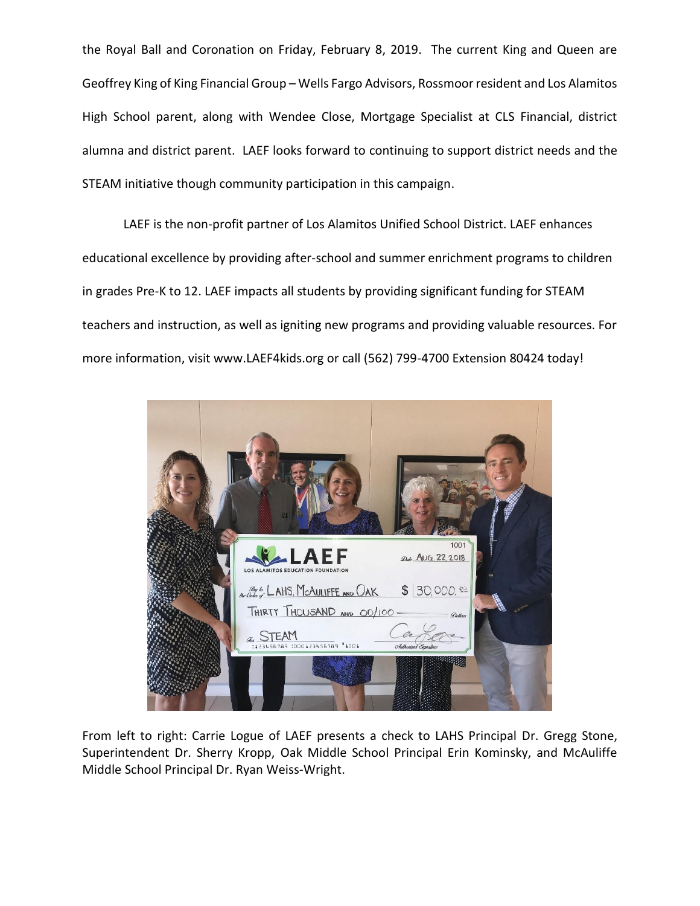the Royal Ball and Coronation on Friday, February 8, 2019. The current King and Queen are Geoffrey King of King Financial Group – Wells Fargo Advisors, Rossmoor resident and Los Alamitos High School parent, along with Wendee Close, Mortgage Specialist at CLS Financial, district alumna and district parent. LAEF looks forward to continuing to support district needs and the STEAM initiative though community participation in this campaign.

LAEF is the non-profit partner of Los Alamitos Unified School District. LAEF enhances educational excellence by providing after-school and summer enrichment programs to children in grades Pre-K to 12. LAEF impacts all students by providing significant funding for STEAM teachers and instruction, as well as igniting new programs and providing valuable resources. For more information, visit www.LAEF4kids.org or call (562) 799-4700 Extension 80424 today!

From left to right: Carrie Logue of LAEF presents a check to LAHS Principal Dr. Gregg Stone, Superintendent Dr. Sherry Kropp, Oak Middle School Principal Erin Kominsky, and McAuliffe Middle School Principal Dr. Ryan Weiss-Wright.